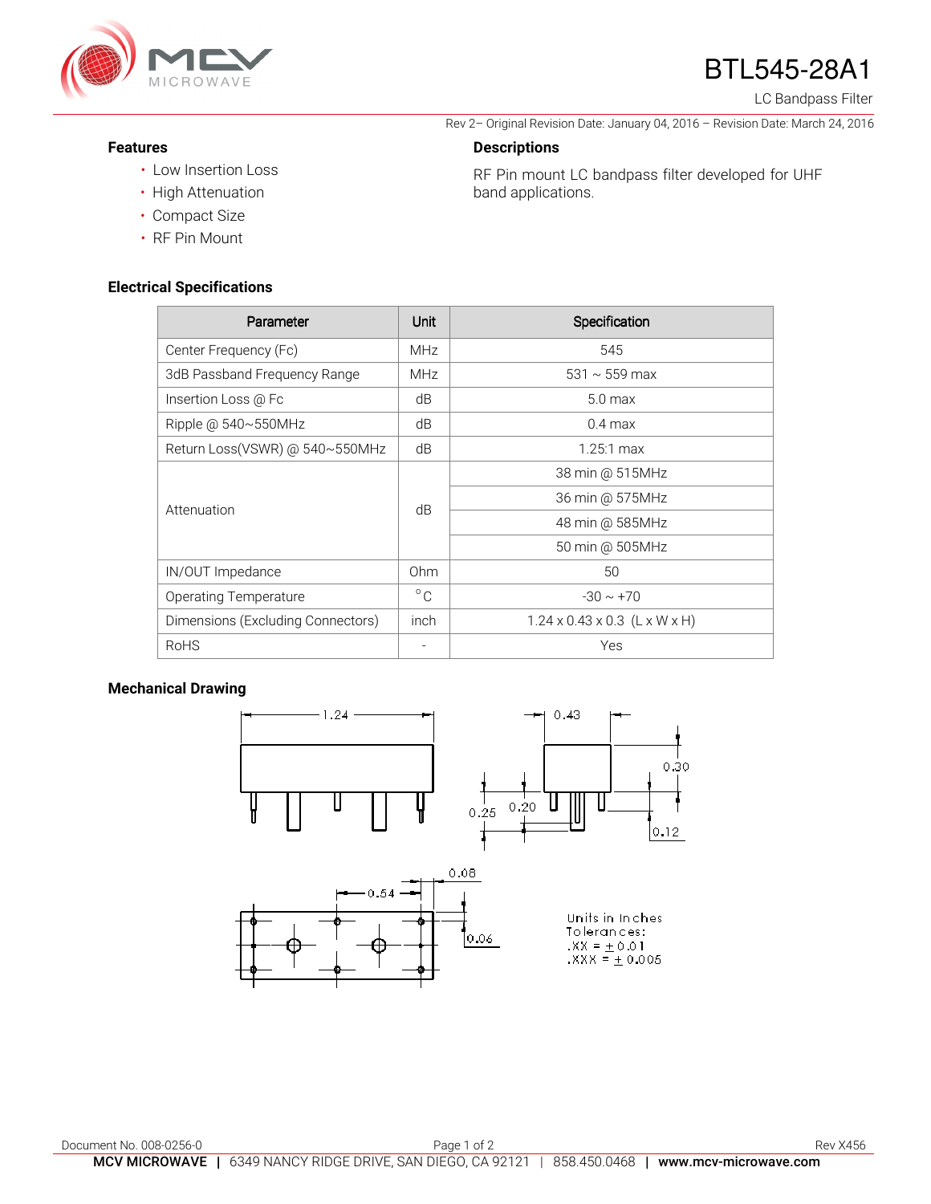# BTL545-28A1

LC Bandpass Filter

Rev 2– Original Revision Date: January 04, 2016 – Revision Date: March 24, 2016

## Features

- Low Insertion Loss
- High Attenuation
- Compact Size
- RF Pin Mount

## Descriptions

RF Pin mount LC bandpass filter developed for UHF band applications.

## Electrical Specifications

| Parameter | Unit | Specification |
|---|---|---|
| Center Frequency (Fc) | MHz | 545 |
| 3dB Passband Frequency Range | MHz | 531 ~ 559 max |
| Insertion Loss @ Fc | dB | 5.0 max |
| Ripple @ 540~550MHz | dB | 0.4 max |
| Return Loss(VSWR) @ 540~550MHz | dB | 1.25:1 max |
| Attenuation | dB | 38 min @ 515MHz |
| | | 36 min @ 575MHz |
| | | 48 min @ 585MHz |
| | | 50 min @ 505MHz |
| IN/OUT Impedance | Ohm | 50 |
| Operating Temperature | °C | -30 ~ +70 |
| Dimensions (Excluding Connectors) | inch | 1.24 x 0.43 x 0.3 (L x W x H) |
| RoHS | - | Yes |

## Mechanical Drawing

1.24

0.43

0.30

0.25

0.20

0.12

0.08

0.54

0.06

Units in Inches
Tolerances:
.XX = ± 0.01
.XXX = ± 0.005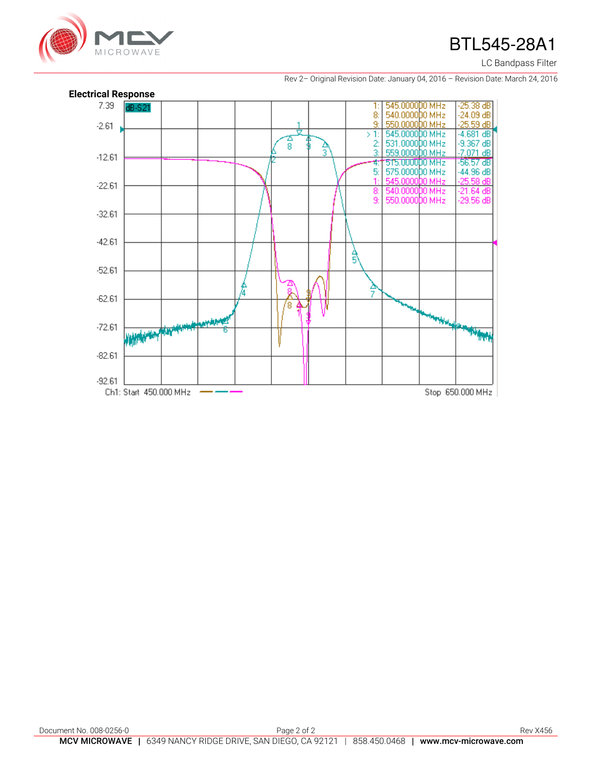BTL545-28A1

LC Bandpass Filter

Rev 2– Original Revision Date: January 04, 2016 – Revision Date: March 24, 2016

## Electrical Response

dB-S21

7.39
-2.61
-12.61
-22.61
-32.61
-42.61
-52.61
-62.61
-72.61
-82.61
-92.61

1: 545.000000 MHz -25.38 dB
8: 540.000000 MHz -24.09 dB
9: 550.000000 MHz -25.59 dB
> 1: 545.000000 MHz -4.681 dB
2: 531.000000 MHz -9.367 dB
3: 559.000000 MHz -7.071 dB
4: 515.000000 MHz -56.57 dB
5: 575.000000 MHz -44.96 dB
1: 545.000000 MHz -25.58 dB
8: 540.000000 MHz -21.64 dB
9: 550.000000 MHz -29.56 dB

Ch1: Start 450.000 MHz

Stop 650.000 MHz

Document No. 008-0256-0

Rev X456

**MCV MICROWAVE** | 6349 NANCY RIDGE DRIVE, SAN DIEGO, CA 92121 | 858.450.0468 | **www.mcv-microwave.com**